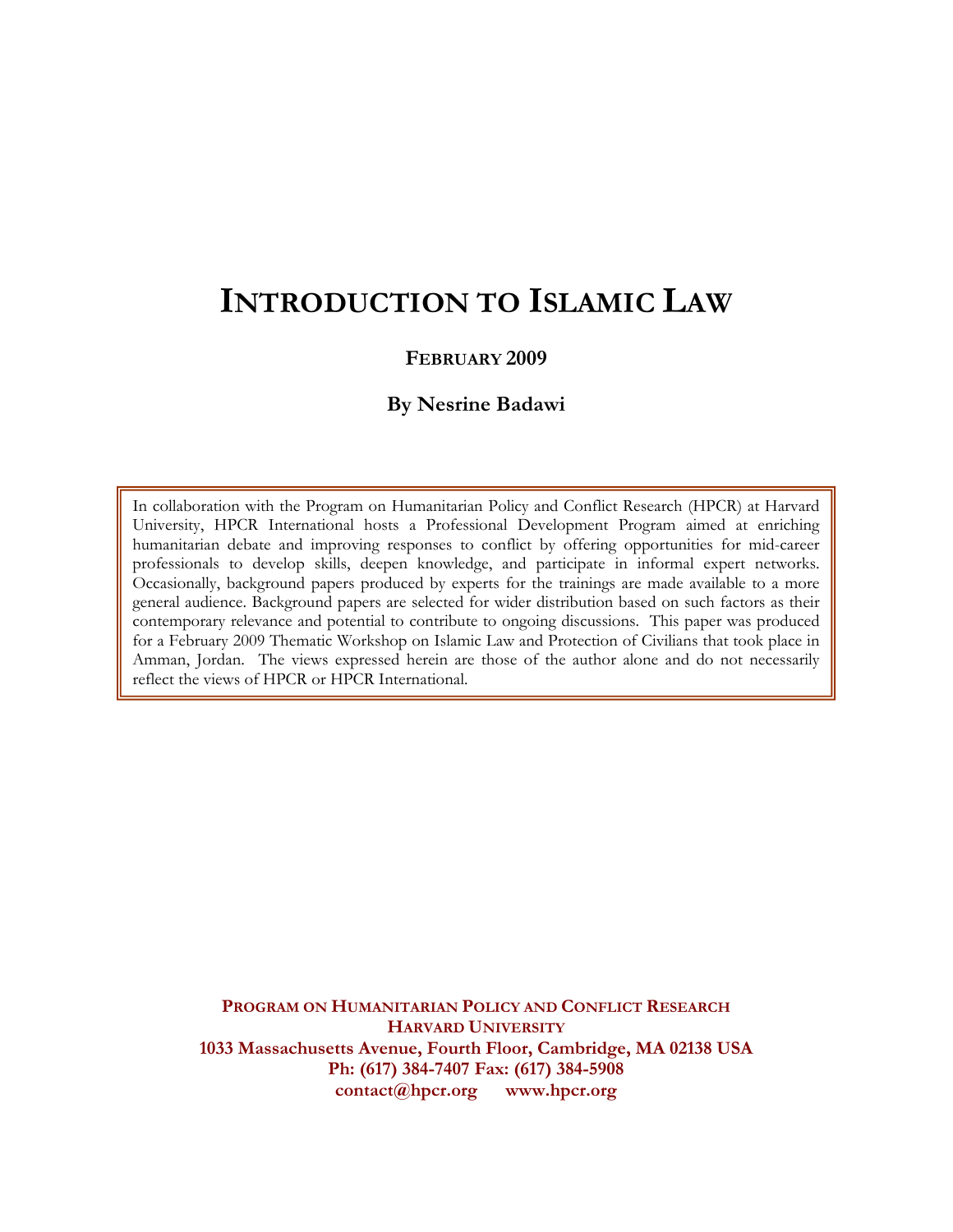# INTRODUCTION TO ISLAMIC LAW

**FEBRUARY 2009**

**By Nesrine Badawi**

In collaboration with the Program on Humanitarian Policy and Conflict Research (HPCR) at Harvard University, HPCR International hosts a Professional Development Program aimed at enriching humanitarian debate and improving responses to conflict by offering opportunities for mid-career professionals to develop skills, deepen knowledge, and participate in informal expert networks. Occasionally, background papers produced by experts for the trainings are made available to a more general audience. Background papers are selected for wider distribution based on such factors as their contemporary relevance and potential to contribute to ongoing discussions. This paper was produced for a February 2009 Thematic Workshop on Islamic Law and Protection of Civilians that took place in Amman, Jordan. The views expressed herein are those of the author alone and do not necessarily reflect the views of HPCR or HPCR International.

**PROGRAM ON HUMANITARIAN POLICY AND CONFLICT RESEARCH**
**HARVARD UNIVERSITY**
**1033 Massachusetts Avenue, Fourth Floor, Cambridge, MA 02138 USA**
**Ph: (617) 384-7407 Fax: (617) 384-5908**
**contact@hpcr.org www.hpcr.org**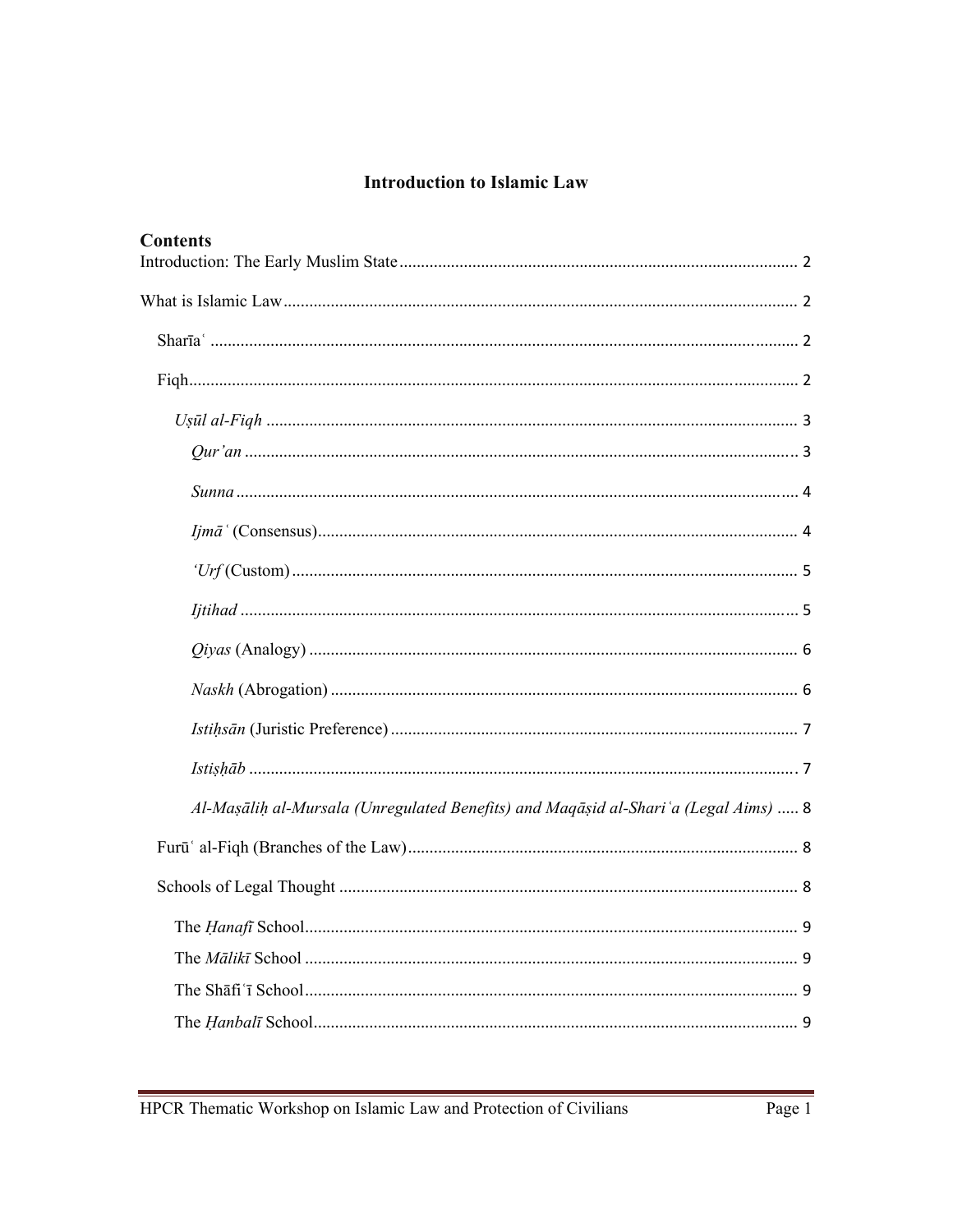# Introduction to Islamic Law

## Contents

Introduction: The Early Muslim State ........ 2

What is Islamic Law ........ 2

- Sharīaʿ ........ 2
- Fiqh ........ 2
  - *Uṣūl al-Fiqh* ........ 3
    - *Qur'an* ........ 3
    - *Sunna* ........ 4
    - *Ijmāʿ* (Consensus) ........ 4
    - *'Urf* (Custom) ........ 5
    - *Ijtihad* ........ 5
    - *Qiyas* (Analogy) ........ 6
    - *Naskh* (Abrogation) ........ 6
    - *Istiḥsān* (Juristic Preference) ........ 7
    - *Istiṣḥāb* ........ 7
    - *Al-Maṣāliḥ al-Mursala (Unregulated Benefits) and Maqāṣid al-Shariʿa (Legal Aims)* ........ 8
- Furūʿ al-Fiqh (Branches of the Law) ........ 8
- Schools of Legal Thought ........ 8
  - The *Ḥanafī* School ........ 9
  - The *Mālikī* School ........ 9
  - The Shāfiʿī School ........ 9
  - The *Ḥanbalī* School ........ 9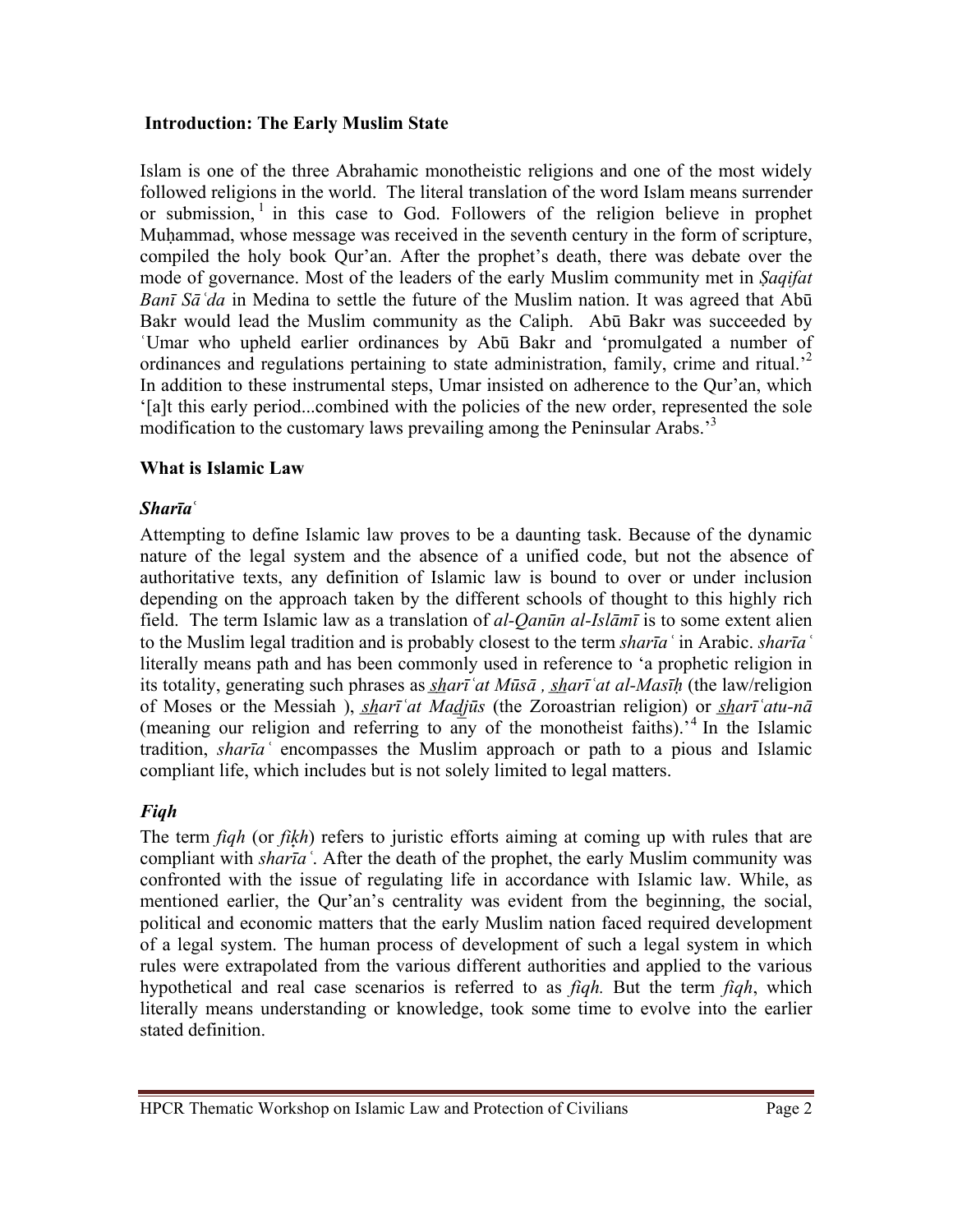## Introduction: The Early Muslim State

Islam is one of the three Abrahamic monotheistic religions and one of the most widely followed religions in the world. The literal translation of the word Islam means surrender or submission, [1] in this case to God. Followers of the religion believe in prophet Muḥammad, whose message was received in the seventh century in the form of scripture, compiled the holy book Qur'an. After the prophet's death, there was debate over the mode of governance. Most of the leaders of the early Muslim community met in *Ṣaqīfat Banī Sāʿda* in Medina to settle the future of the Muslim nation. It was agreed that Abū Bakr would lead the Muslim community as the Caliph. Abū Bakr was succeeded by ʿUmar who upheld earlier ordinances by Abū Bakr and 'promulgated a number of ordinances and regulations pertaining to state administration, family, crime and ritual.'[2] In addition to these instrumental steps, Umar insisted on adherence to the Qur'an, which '[a]t this early period...combined with the policies of the new order, represented the sole modification to the customary laws prevailing among the Peninsular Arabs.'[3]

## What is Islamic Law

### *Sharīaʿ*

Attempting to define Islamic law proves to be a daunting task. Because of the dynamic nature of the legal system and the absence of a unified code, but not the absence of authoritative texts, any definition of Islamic law is bound to over or under inclusion depending on the approach taken by the different schools of thought to this highly rich field. The term Islamic law as a translation of *al-Qanūn al-Islāmī* is to some extent alien to the Muslim legal tradition and is probably closest to the term *sharīaʿ* in Arabic. *sharīaʿ* literally means path and has been commonly used in reference to 'a prophetic religion in its totality, generating such phrases as *s̲h̲arīʿat Mūsā* , *s̲h̲arīʿat al-Masīḥ* (the law/religion of Moses or the Messiah ), *s̲h̲arīʿat Mad̲j̲ūs* (the Zoroastrian religion) or *s̲h̲arīʿatu-nā* (meaning our religion and referring to any of the monotheist faiths).'[4] In the Islamic tradition, *sharīaʿ* encompasses the Muslim approach or path to a pious and Islamic compliant life, which includes but is not solely limited to legal matters.

### *Fiqh*

The term *fiqh* (or *fiḳh*) refers to juristic efforts aiming at coming up with rules that are compliant with *sharīaʿ*. After the death of the prophet, the early Muslim community was confronted with the issue of regulating life in accordance with Islamic law. While, as mentioned earlier, the Qur'an's centrality was evident from the beginning, the social, political and economic matters that the early Muslim nation faced required development of a legal system. The human process of development of such a legal system in which rules were extrapolated from the various different authorities and applied to the various hypothetical and real case scenarios is referred to as *fiqh.* But the term *fiqh*, which literally means understanding or knowledge, took some time to evolve into the earlier stated definition.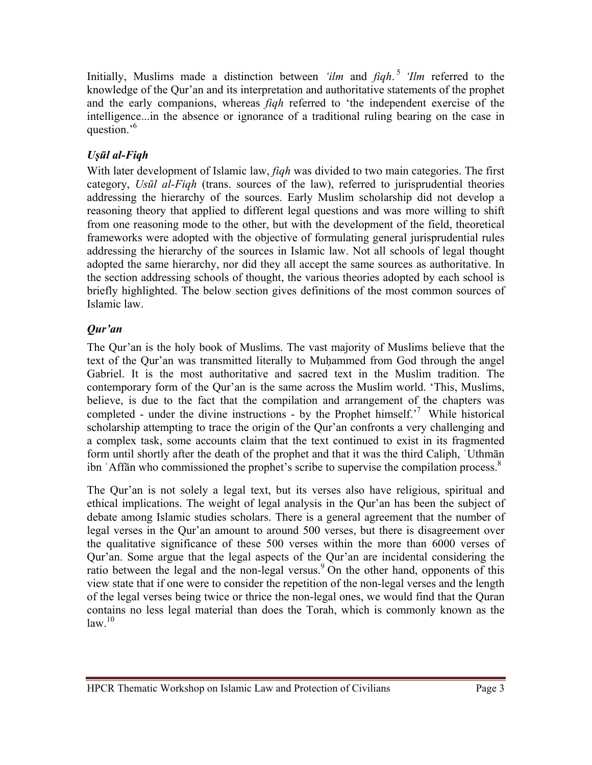Initially, Muslims made a distinction between *'ilm* and *fiqh*.[5] *'Ilm* referred to the knowledge of the Qur'an and its interpretation and authoritative statements of the prophet and the early companions, whereas *fiqh* referred to 'the independent exercise of the intelligence...in the absence or ignorance of a traditional ruling bearing on the case in question.'[6]

### *Uṣūl al-Fiqh*

With later development of Islamic law, *fiqh* was divided to two main categories. The first category, *Usūl al-Fiqh* (trans. sources of the law), referred to jurisprudential theories addressing the hierarchy of the sources. Early Muslim scholarship did not develop a reasoning theory that applied to different legal questions and was more willing to shift from one reasoning mode to the other, but with the development of the field, theoretical frameworks were adopted with the objective of formulating general jurisprudential rules addressing the hierarchy of the sources in Islamic law. Not all schools of legal thought adopted the same hierarchy, nor did they all accept the same sources as authoritative. In the section addressing schools of thought, the various theories adopted by each school is briefly highlighted. The below section gives definitions of the most common sources of Islamic law.

### *Qur'an*

The Qur'an is the holy book of Muslims. The vast majority of Muslims believe that the text of the Qur'an was transmitted literally to Muḥammed from God through the angel Gabriel. It is the most authoritative and sacred text in the Muslim tradition. The contemporary form of the Qur'an is the same across the Muslim world. 'This, Muslims, believe, is due to the fact that the compilation and arrangement of the chapters was completed - under the divine instructions - by the Prophet himself.'[7] While historical scholarship attempting to trace the origin of the Qur'an confronts a very challenging and a complex task, some accounts claim that the text continued to exist in its fragmented form until shortly after the death of the prophet and that it was the third Caliph, ʿUthmān ibn ʿAffān who commissioned the prophet's scribe to supervise the compilation process.[8]

The Qur'an is not solely a legal text, but its verses also have religious, spiritual and ethical implications. The weight of legal analysis in the Qur'an has been the subject of debate among Islamic studies scholars. There is a general agreement that the number of legal verses in the Qur'an amount to around 500 verses, but there is disagreement over the qualitative significance of these 500 verses within the more than 6000 verses of Qur'an. Some argue that the legal aspects of the Qur'an are incidental considering the ratio between the legal and the non-legal versus.[9] On the other hand, opponents of this view state that if one were to consider the repetition of the non-legal verses and the length of the legal verses being twice or thrice the non-legal ones, we would find that the Quran contains no less legal material than does the Torah, which is commonly known as the law.[10]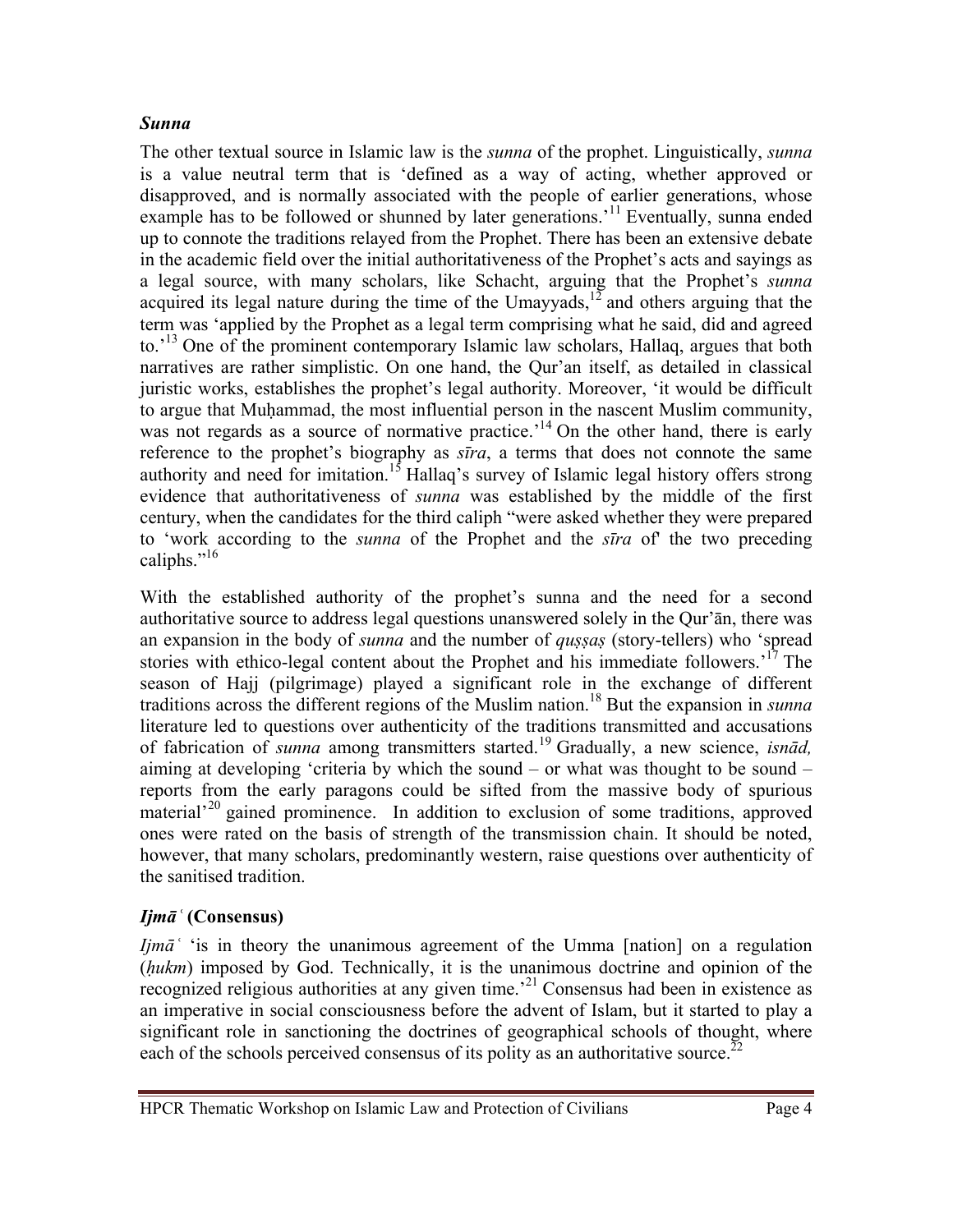### *Sunna*

The other textual source in Islamic law is the *sunna* of the prophet. Linguistically, *sunna* is a value neutral term that is 'defined as a way of acting, whether approved or disapproved, and is normally associated with the people of earlier generations, whose example has to be followed or shunned by later generations.'[11] Eventually, sunna ended up to connote the traditions relayed from the Prophet. There has been an extensive debate in the academic field over the initial authoritativeness of the Prophet's acts and sayings as a legal source, with many scholars, like Schacht, arguing that the Prophet's *sunna* acquired its legal nature during the time of the Umayyads,[12] and others arguing that the term was 'applied by the Prophet as a legal term comprising what he said, did and agreed to.'[13] One of the prominent contemporary Islamic law scholars, Hallaq, argues that both narratives are rather simplistic. On one hand, the Qur'an itself, as detailed in classical juristic works, establishes the prophet's legal authority. Moreover, 'it would be difficult to argue that Muḥammad, the most influential person in the nascent Muslim community, was not regards as a source of normative practice.'[14] On the other hand, there is early reference to the prophet's biography as *sīra*, a terms that does not connote the same authority and need for imitation.[15] Hallaq's survey of Islamic legal history offers strong evidence that authoritativeness of *sunna* was established by the middle of the first century, when the candidates for the third caliph "were asked whether they were prepared to 'work according to the *sunna* of the Prophet and the *sīra* of' the two preceding caliphs."[16]

With the established authority of the prophet's sunna and the need for a second authoritative source to address legal questions unanswered solely in the Qur'ān, there was an expansion in the body of *sunna* and the number of *quṣṣaṣ* (story-tellers) who 'spread stories with ethico-legal content about the Prophet and his immediate followers.'[17] The season of Hajj (pilgrimage) played a significant role in the exchange of different traditions across the different regions of the Muslim nation.[18] But the expansion in *sunna* literature led to questions over authenticity of the traditions transmitted and accusations of fabrication of *sunna* among transmitters started.[19] Gradually, a new science, *isnād,* aiming at developing 'criteria by which the sound – or what was thought to be sound – reports from the early paragons could be sifted from the massive body of spurious material'[20] gained prominence. In addition to exclusion of some traditions, approved ones were rated on the basis of strength of the transmission chain. It should be noted, however, that many scholars, predominantly western, raise questions over authenticity of the sanitised tradition.

### *Ijmāʿ* (Consensus)

*Ijmāʿ* 'is in theory the unanimous agreement of the Umma [nation] on a regulation (*ḥukm*) imposed by God. Technically, it is the unanimous doctrine and opinion of the recognized religious authorities at any given time.'[21] Consensus had been in existence as an imperative in social consciousness before the advent of Islam, but it started to play a significant role in sanctioning the doctrines of geographical schools of thought, where each of the schools perceived consensus of its polity as an authoritative source.[22]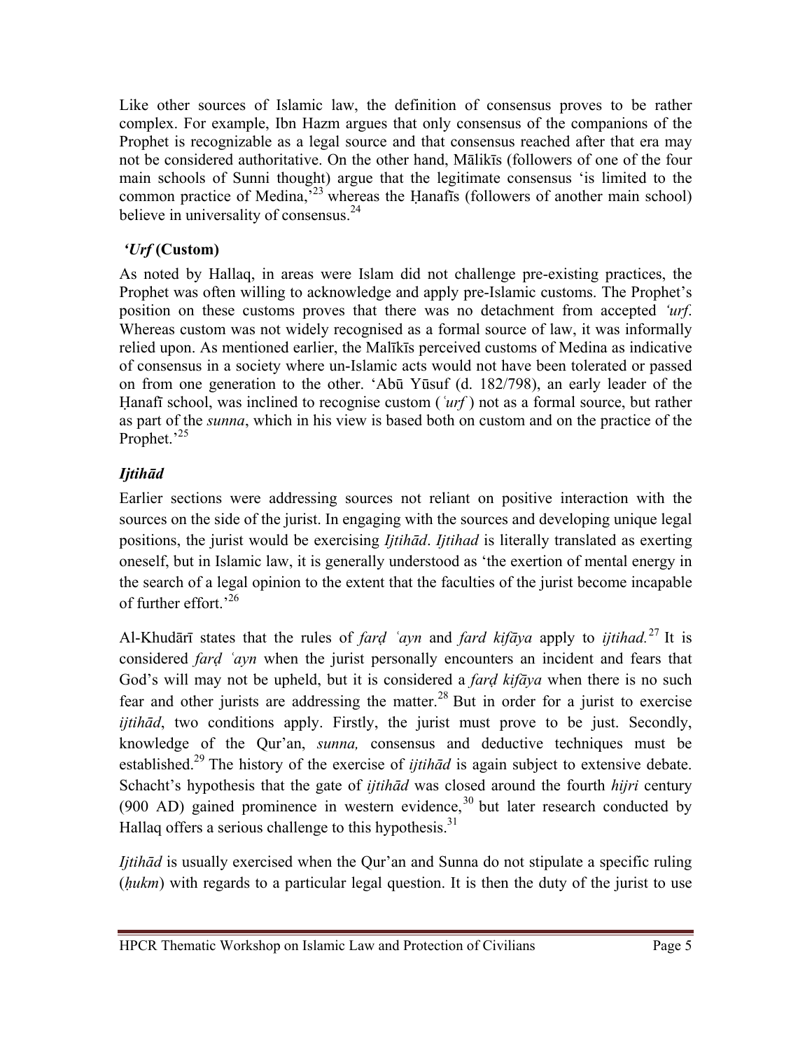Like other sources of Islamic law, the definition of consensus proves to be rather complex. For example, Ibn Hazm argues that only consensus of the companions of the Prophet is recognizable as a legal source and that consensus reached after that era may not be considered authoritative. On the other hand, Mālikīs (followers of one of the four main schools of Sunni thought) argue that the legitimate consensus 'is limited to the common practice of Medina,'[23] whereas the Ḥanafīs (followers of another main school) believe in universality of consensus.[24]

### *'Urf* (Custom)

As noted by Hallaq, in areas were Islam did not challenge pre-existing practices, the Prophet was often willing to acknowledge and apply pre-Islamic customs. The Prophet's position on these customs proves that there was no detachment from accepted *'urf*. Whereas custom was not widely recognised as a formal source of law, it was informally relied upon. As mentioned earlier, the Malīkīs perceived customs of Medina as indicative of consensus in a society where un-Islamic acts would not have been tolerated or passed on from one generation to the other. 'Abū Yūsuf (d. 182/798), an early leader of the Ḥanafī school, was inclined to recognise custom (*ʿurf*) not as a formal source, but rather as part of the *sunna*, which in his view is based both on custom and on the practice of the Prophet.'[25]

### *Ijtihād*

Earlier sections were addressing sources not reliant on positive interaction with the sources on the side of the jurist. In engaging with the sources and developing unique legal positions, the jurist would be exercising *Ijtihād*. *Ijtihad* is literally translated as exerting oneself, but in Islamic law, it is generally understood as 'the exertion of mental energy in the search of a legal opinion to the extent that the faculties of the jurist become incapable of further effort.'[26]

Al-Khudārī states that the rules of *farḍ ʿayn* and *fard kifāya* apply to *ijtihad.*[27] It is considered *farḍ ʿayn* when the jurist personally encounters an incident and fears that God's will may not be upheld, but it is considered a *farḍ kifāya* when there is no such fear and other jurists are addressing the matter.[28] But in order for a jurist to exercise *ijtihād*, two conditions apply. Firstly, the jurist must prove to be just. Secondly, knowledge of the Qur'an, *sunna,* consensus and deductive techniques must be established.[29] The history of the exercise of *ijtihād* is again subject to extensive debate. Schacht's hypothesis that the gate of *ijtihād* was closed around the fourth *hijri* century (900 AD) gained prominence in western evidence,[30] but later research conducted by Hallaq offers a serious challenge to this hypothesis.[31]

*Ijtihād* is usually exercised when the Qur'an and Sunna do not stipulate a specific ruling (*ḥukm*) with regards to a particular legal question. It is then the duty of the jurist to use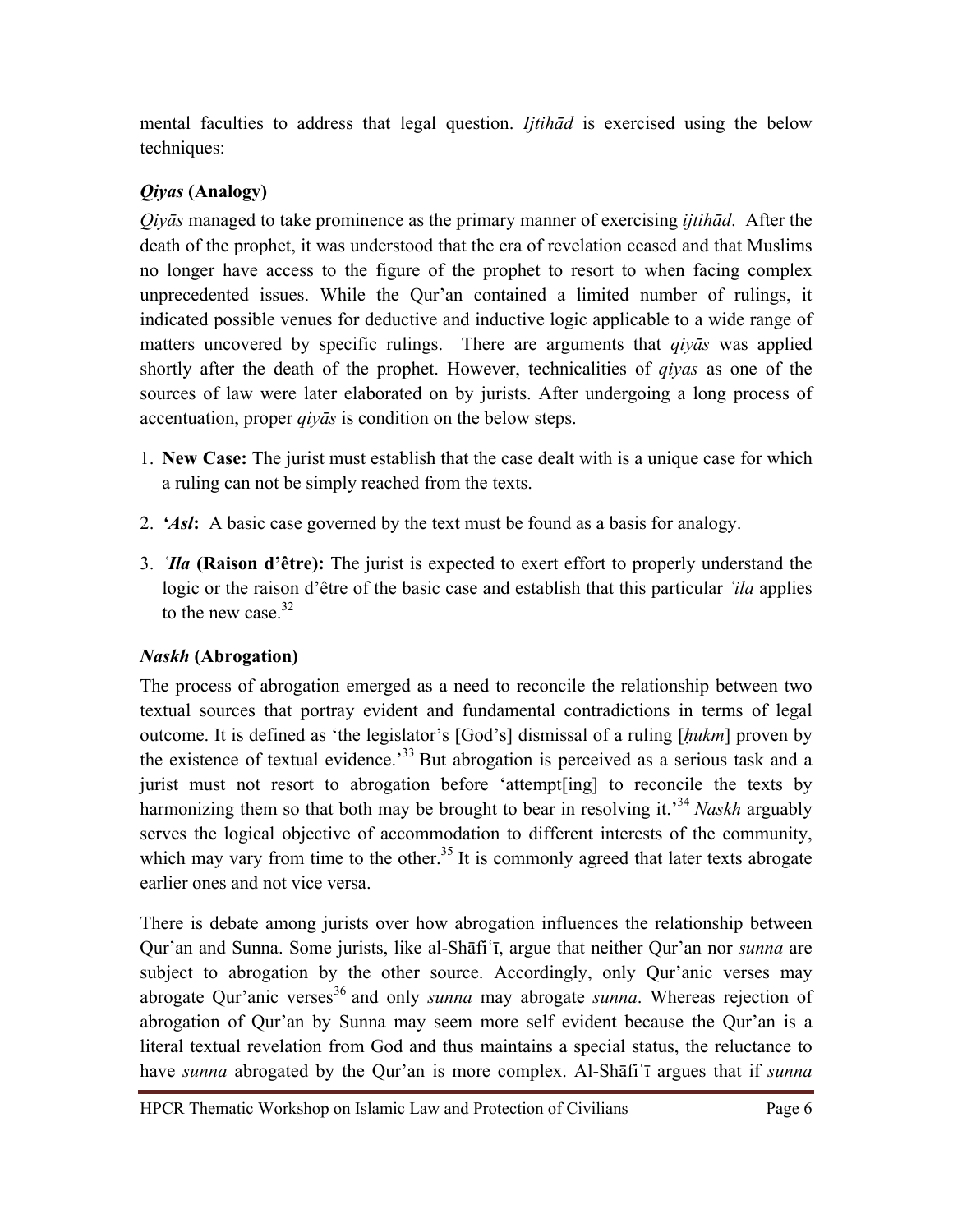mental faculties to address that legal question. *Ijtihād* is exercised using the below techniques:

### *Qiyas* (Analogy)

*Qiyās* managed to take prominence as the primary manner of exercising *ijtihād*. After the death of the prophet, it was understood that the era of revelation ceased and that Muslims no longer have access to the figure of the prophet to resort to when facing complex unprecedented issues. While the Qur'an contained a limited number of rulings, it indicated possible venues for deductive and inductive logic applicable to a wide range of matters uncovered by specific rulings. There are arguments that *qiyās* was applied shortly after the death of the prophet. However, technicalities of *qiyas* as one of the sources of law were later elaborated on by jurists. After undergoing a long process of accentuation, proper *qiyās* is condition on the below steps.

1. **New Case:** The jurist must establish that the case dealt with is a unique case for which a ruling can not be simply reached from the texts.
2. ***'Asl*:** A basic case governed by the text must be found as a basis for analogy.
3. ***ʿIla* (Raison d'être):** The jurist is expected to exert effort to properly understand the logic or the raison d'être of the basic case and establish that this particular *ʿila* applies to the new case.[32]

### *Naskh* (Abrogation)

The process of abrogation emerged as a need to reconcile the relationship between two textual sources that portray evident and fundamental contradictions in terms of legal outcome. It is defined as 'the legislator's [God's] dismissal of a ruling [*ḥukm*] proven by the existence of textual evidence.'[33] But abrogation is perceived as a serious task and a jurist must not resort to abrogation before 'attempt[ing] to reconcile the texts by harmonizing them so that both may be brought to bear in resolving it.'[34] *Naskh* arguably serves the logical objective of accommodation to different interests of the community, which may vary from time to the other.[35] It is commonly agreed that later texts abrogate earlier ones and not vice versa.

There is debate among jurists over how abrogation influences the relationship between Qur'an and Sunna. Some jurists, like al-Shāfiʿī, argue that neither Qur'an nor *sunna* are subject to abrogation by the other source. Accordingly, only Qur'anic verses may abrogate Qur'anic verses[36] and only *sunna* may abrogate *sunna*. Whereas rejection of abrogation of Qur'an by Sunna may seem more self evident because the Qur'an is a literal textual revelation from God and thus maintains a special status, the reluctance to have *sunna* abrogated by the Qur'an is more complex. Al-Shāfiʿī argues that if *sunna*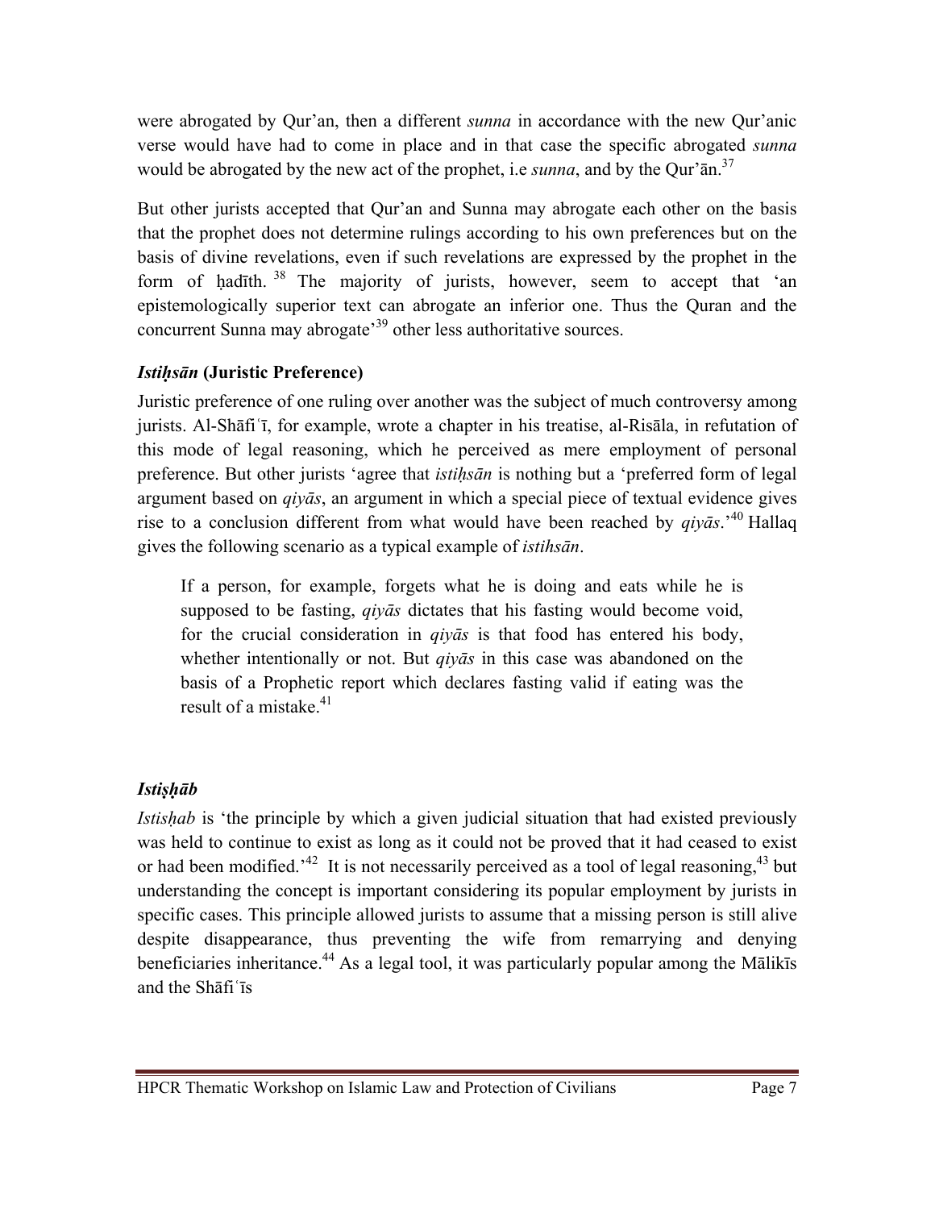were abrogated by Qur'an, then a different *sunna* in accordance with the new Qur'anic verse would have had to come in place and in that case the specific abrogated *sunna* would be abrogated by the new act of the prophet, i.e *sunna*, and by the Qur'ān.[37]

But other jurists accepted that Qur'an and Sunna may abrogate each other on the basis that the prophet does not determine rulings according to his own preferences but on the basis of divine revelations, even if such revelations are expressed by the prophet in the form of ḥadīth.[38] The majority of jurists, however, seem to accept that 'an epistemologically superior text can abrogate an inferior one. Thus the Quran and the concurrent Sunna may abrogate'[39] other less authoritative sources.

### *Istiḥsān* (Juristic Preference)

Juristic preference of one ruling over another was the subject of much controversy among jurists. Al-Shāfiʿī, for example, wrote a chapter in his treatise, al-Risāla, in refutation of this mode of legal reasoning, which he perceived as mere employment of personal preference. But other jurists 'agree that *istiḥsān* is nothing but a 'preferred form of legal argument based on *qiyās*, an argument in which a special piece of textual evidence gives rise to a conclusion different from what would have been reached by *qiyās*.'[40] Hallaq gives the following scenario as a typical example of *istihsān*.

> If a person, for example, forgets what he is doing and eats while he is supposed to be fasting, *qiyās* dictates that his fasting would become void, for the crucial consideration in *qiyās* is that food has entered his body, whether intentionally or not. But *qiyās* in this case was abandoned on the basis of a Prophetic report which declares fasting valid if eating was the result of a mistake.[41]

### *Istiṣḥāb*

*Istisḥab* is 'the principle by which a given judicial situation that had existed previously was held to continue to exist as long as it could not be proved that it had ceased to exist or had been modified.'[42] It is not necessarily perceived as a tool of legal reasoning,[43] but understanding the concept is important considering its popular employment by jurists in specific cases. This principle allowed jurists to assume that a missing person is still alive despite disappearance, thus preventing the wife from remarrying and denying beneficiaries inheritance.[44] As a legal tool, it was particularly popular among the Mālikīs and the Shāfiʿīs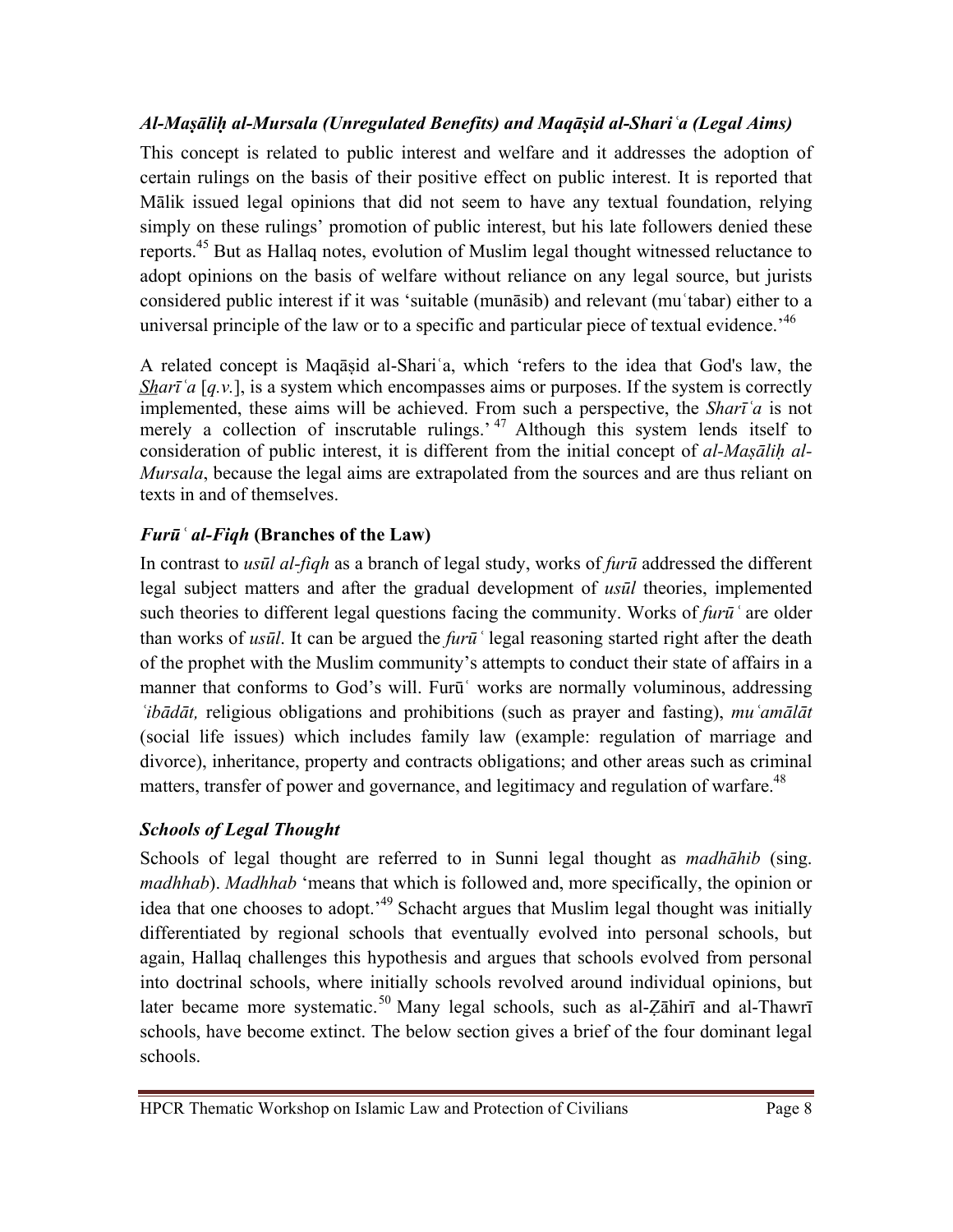### *Al-Maṣāliḥ al-Mursala (Unregulated Benefits) and Maqāṣid al-Shariʿa (Legal Aims)*

This concept is related to public interest and welfare and it addresses the adoption of certain rulings on the basis of their positive effect on public interest. It is reported that Mālik issued legal opinions that did not seem to have any textual foundation, relying simply on these rulings' promotion of public interest, but his late followers denied these reports.[45] But as Hallaq notes, evolution of Muslim legal thought witnessed reluctance to adopt opinions on the basis of welfare without reliance on any legal source, but jurists considered public interest if it was 'suitable (munāsib) and relevant (muʿtabar) either to a universal principle of the law or to a specific and particular piece of textual evidence.'[46]

A related concept is Maqāṣid al-Shariʿa, which 'refers to the idea that God's law, the *Sharīʿa* [*q.v.*], is a system which encompasses aims or purposes. If the system is correctly implemented, these aims will be achieved. From such a perspective, the *Sharīʿa* is not merely a collection of inscrutable rulings.'[47] Although this system lends itself to consideration of public interest, it is different from the initial concept of *al-Maṣāliḥ al-Mursala*, because the legal aims are extrapolated from the sources and are thus reliant on texts in and of themselves.

### ***Furūʿ al-Fiqh* (Branches of the Law)**

In contrast to *usūl al-fiqh* as a branch of legal study, works of *furū* addressed the different legal subject matters and after the gradual development of *usūl* theories, implemented such theories to different legal questions facing the community. Works of *furūʿ* are older than works of *usūl*. It can be argued the *furūʿ* legal reasoning started right after the death of the prophet with the Muslim community's attempts to conduct their state of affairs in a manner that conforms to God's will. Furūʿ works are normally voluminous, addressing *ʿibādāt,* religious obligations and prohibitions (such as prayer and fasting), *muʿamālāt* (social life issues) which includes family law (example: regulation of marriage and divorce), inheritance, property and contracts obligations; and other areas such as criminal matters, transfer of power and governance, and legitimacy and regulation of warfare.[48]

### *Schools of Legal Thought*

Schools of legal thought are referred to in Sunni legal thought as *madhāhib* (sing. *madhhab*). *Madhhab* 'means that which is followed and, more specifically, the opinion or idea that one chooses to adopt.'[49] Schacht argues that Muslim legal thought was initially differentiated by regional schools that eventually evolved into personal schools, but again, Hallaq challenges this hypothesis and argues that schools evolved from personal into doctrinal schools, where initially schools revolved around individual opinions, but later became more systematic.[50] Many legal schools, such as al-Ẓāhirī and al-Thawrī schools, have become extinct. The below section gives a brief of the four dominant legal schools.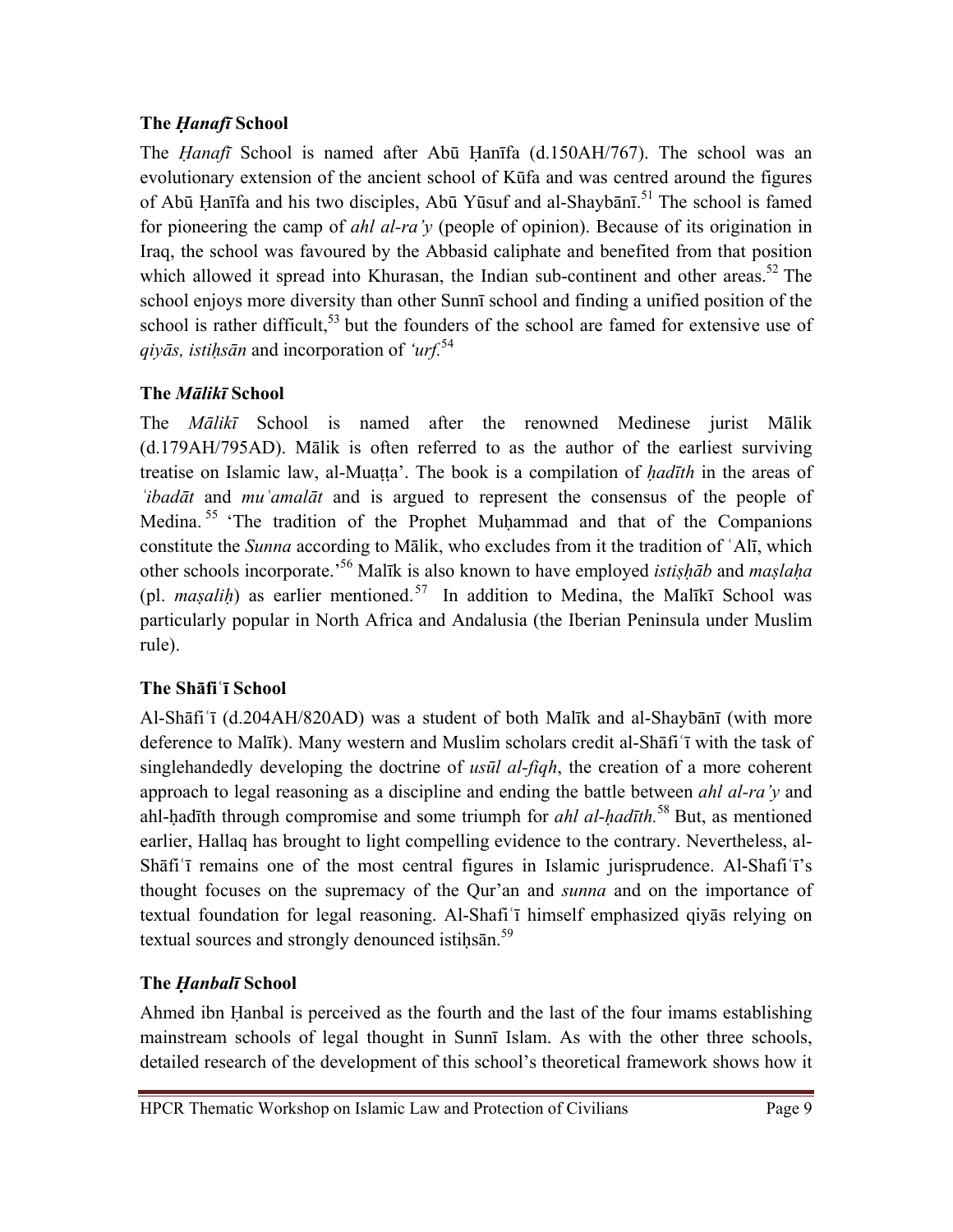### The *Ḥanafī* School

The *Ḥanafī* School is named after Abū Ḥanīfa (d.150AH/767). The school was an evolutionary extension of the ancient school of Kūfa and was centred around the figures of Abū Ḥanīfa and his two disciples, Abū Yūsuf and al-Shaybānī.[51] The school is famed for pioneering the camp of *ahl al-ra'y* (people of opinion). Because of its origination in Iraq, the school was favoured by the Abbasid caliphate and benefited from that position which allowed it spread into Khurasan, the Indian sub-continent and other areas.[52] The school enjoys more diversity than other Sunnī school and finding a unified position of the school is rather difficult,[53] but the founders of the school are famed for extensive use of *qiyās, istiḥsān* and incorporation of *'urf*.[54]

### The *Mālikī* School

The *Mālikī* School is named after the renowned Medinese jurist Mālik (d.179AH/795AD). Mālik is often referred to as the author of the earliest surviving treatise on Islamic law, al-Muaṭṭa'. The book is a compilation of *ḥadīth* in the areas of *ʿibadāt* and *muʿamalāt* and is argued to represent the consensus of the people of Medina.[55] 'The tradition of the Prophet Muḥammad and that of the Companions constitute the *Sunna* according to Mālik, who excludes from it the tradition of ʿAlī, which other schools incorporate.'[56] Malīk is also known to have employed *istiṣḥāb* and *maṣlaḥa* (pl. *maṣaliḥ*) as earlier mentioned.[57] In addition to Medina, the Malīkī School was particularly popular in North Africa and Andalusia (the Iberian Peninsula under Muslim rule).

### The Shāfiʿī School

Al-Shāfiʿī (d.204AH/820AD) was a student of both Malīk and al-Shaybānī (with more deference to Malīk). Many western and Muslim scholars credit al-Shāfiʿī with the task of singlehandedly developing the doctrine of *usūl al-fiqh*, the creation of a more coherent approach to legal reasoning as a discipline and ending the battle between *ahl al-ra'y* and ahl-ḥadīth through compromise and some triumph for *ahl al-ḥadīth.*[58] But, as mentioned earlier, Hallaq has brought to light compelling evidence to the contrary. Nevertheless, al-Shāfiʿī remains one of the most central figures in Islamic jurisprudence. Al-Shafiʿī's thought focuses on the supremacy of the Qur'an and *sunna* and on the importance of textual foundation for legal reasoning. Al-Shafiʿī himself emphasized qiyās relying on textual sources and strongly denounced istiḥsān.[59]

### The *Ḥanbalī* School

Ahmed ibn Ḥanbal is perceived as the fourth and the last of the four imams establishing mainstream schools of legal thought in Sunnī Islam. As with the other three schools, detailed research of the development of this school's theoretical framework shows how it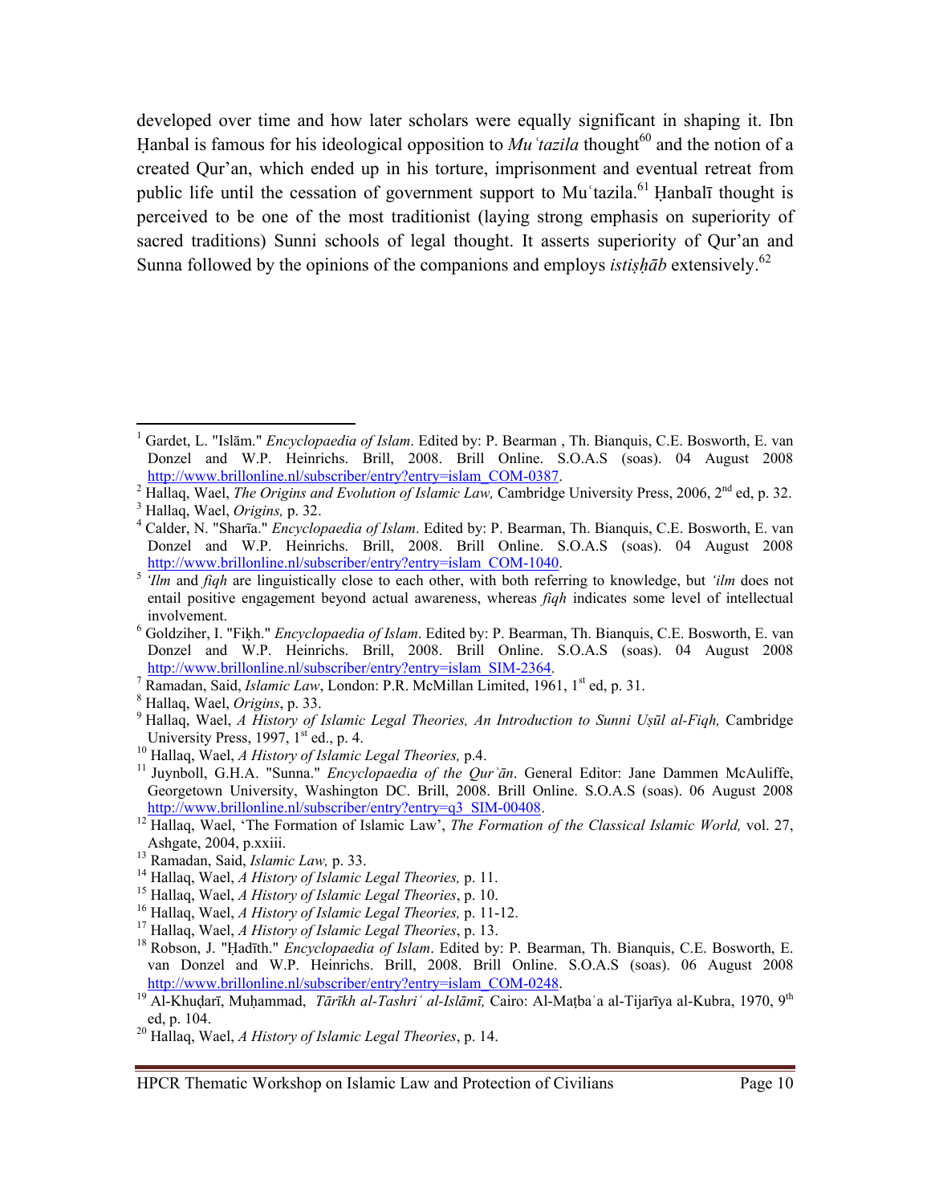developed over time and how later scholars were equally significant in shaping it. Ibn Ḥanbal is famous for his ideological opposition to *Muʿtazila* thought[60] and the notion of a created Qur'an, which ended up in his torture, imprisonment and eventual retreat from public life until the cessation of government support to Muʿtazila.[61] Ḥanbalī thought is perceived to be one of the most traditionist (laying strong emphasis on superiority of sacred traditions) Sunni schools of legal thought. It asserts superiority of Qur'an and Sunna followed by the opinions of the companions and employs *istiṣḥāb* extensively.[62]

---

[1] Gardet, L. "Islām." *Encyclopaedia of Islam*. Edited by: P. Bearman , Th. Bianquis, C.E. Bosworth, E. van Donzel and W.P. Heinrichs. Brill, 2008. Brill Online. S.O.A.S (soas). 04 August 2008 http://www.brillonline.nl/subscriber/entry?entry=islam_COM-0387.

[2] Hallaq, Wael, *The Origins and Evolution of Islamic Law,* Cambridge University Press, 2006, 2nd ed, p. 32.

[3] Hallaq, Wael, *Origins,* p. 32.

[4] Calder, N. "Sharīa." *Encyclopaedia of Islam*. Edited by: P. Bearman, Th. Bianquis, C.E. Bosworth, E. van Donzel and W.P. Heinrichs. Brill, 2008. Brill Online. S.O.A.S (soas). 04 August 2008 http://www.brillonline.nl/subscriber/entry?entry=islam_COM-1040.

[5] *'Ilm* and *fiqh* are linguistically close to each other, with both referring to knowledge, but *'ilm* does not entail positive engagement beyond actual awareness, whereas *fiqh* indicates some level of intellectual involvement.

[6] Goldziher, I. "Fiḳh." *Encyclopaedia of Islam*. Edited by: P. Bearman, Th. Bianquis, C.E. Bosworth, E. van Donzel and W.P. Heinrichs. Brill, 2008. Brill Online. S.O.A.S (soas). 04 August 2008 http://www.brillonline.nl/subscriber/entry?entry=islam_SIM-2364.

[7] Ramadan, Said, *Islamic Law*, London: P.R. McMillan Limited, 1961, 1st ed, p. 31.

[8] Hallaq, Wael, *Origins*, p. 33.

[9] Hallaq, Wael, *A History of Islamic Legal Theories, An Introduction to Sunni Uṣūl al-Fiqh,* Cambridge University Press, 1997, 1st ed., p. 4.

[10] Hallaq, Wael, *A History of Islamic Legal Theories,* p.4.

[11] Juynboll, G.H.A. "Sunna." *Encyclopaedia of the Qurʾān*. General Editor: Jane Dammen McAuliffe, Georgetown University, Washington DC. Brill, 2008. Brill Online. S.O.A.S (soas). 06 August 2008 http://www.brillonline.nl/subscriber/entry?entry=q3_SIM-00408.

[12] Hallaq, Wael, 'The Formation of Islamic Law', *The Formation of the Classical Islamic World,* vol. 27, Ashgate, 2004, p.xxiii.

[13] Ramadan, Said, *Islamic Law,* p. 33.

[14] Hallaq, Wael, *A History of Islamic Legal Theories,* p. 11.

[15] Hallaq, Wael, *A History of Islamic Legal Theories*, p. 10.

[16] Hallaq, Wael, *A History of Islamic Legal Theories,* p. 11-12.

[17] Hallaq, Wael, *A History of Islamic Legal Theories*, p. 13.

[18] Robson, J. "Ḥadīth." *Encyclopaedia of Islam*. Edited by: P. Bearman, Th. Bianquis, C.E. Bosworth, E. van Donzel and W.P. Heinrichs. Brill, 2008. Brill Online. S.O.A.S (soas). 06 August 2008 http://www.brillonline.nl/subscriber/entry?entry=islam_COM-0248.

[19] Al-Khuḍarī, Muḥammad, *Tārīkh al-Tashriʿ al-Islāmī,* Cairo: Al-Maṭbaʿa al-Tijarīya al-Kubra, 1970, 9th ed, p. 104.

[20] Hallaq, Wael, *A History of Islamic Legal Theories*, p. 14.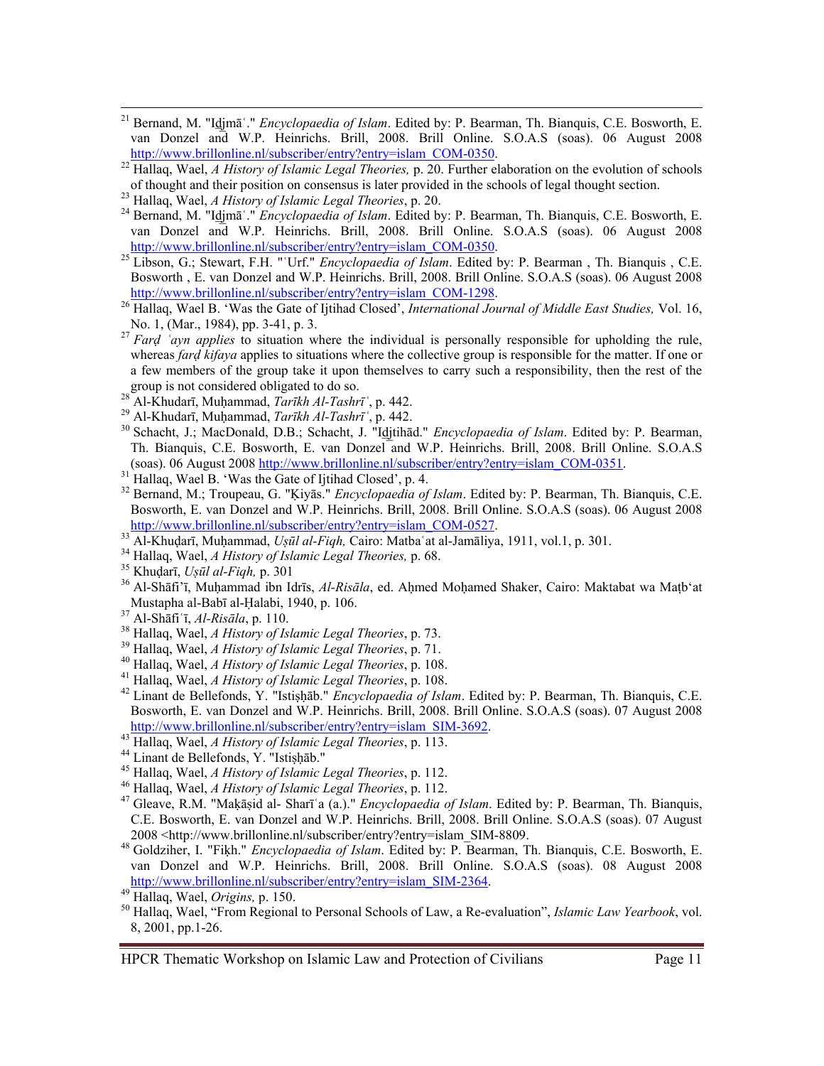[21] Bernand, M. "Idjmāʿ." *Encyclopaedia of Islam*. Edited by: P. Bearman, Th. Bianquis, C.E. Bosworth, E. van Donzel and W.P. Heinrichs. Brill, 2008. Brill Online. S.O.A.S (soas). 06 August 2008 http://www.brillonline.nl/subscriber/entry?entry=islam_COM-0350.

[22] Hallaq, Wael, *A History of Islamic Legal Theories,* p. 20. Further elaboration on the evolution of schools of thought and their position on consensus is later provided in the schools of legal thought section.

[23] Hallaq, Wael, *A History of Islamic Legal Theories*, p. 20.

[24] Bernand, M. "Idjmāʿ." *Encyclopaedia of Islam*. Edited by: P. Bearman, Th. Bianquis, C.E. Bosworth, E. van Donzel and W.P. Heinrichs. Brill, 2008. Brill Online. S.O.A.S (soas). 06 August 2008 http://www.brillonline.nl/subscriber/entry?entry=islam_COM-0350.

[25] Libson, G.; Stewart, F.H. "ʿUrf." *Encyclopaedia of Islam*. Edited by: P. Bearman , Th. Bianquis , C.E. Bosworth , E. van Donzel and W.P. Heinrichs. Brill, 2008. Brill Online. S.O.A.S (soas). 06 August 2008 http://www.brillonline.nl/subscriber/entry?entry=islam_COM-1298.

[26] Hallaq, Wael B. 'Was the Gate of Ijtihad Closed', *International Journal of Middle East Studies,* Vol. 16, No. 1, (Mar., 1984), pp. 3-41, p. 3.

[27] *Farḍ ʿayn applies* to situation where the individual is personally responsible for upholding the rule, whereas *farḍ kifaya* applies to situations where the collective group is responsible for the matter. If one or a few members of the group take it upon themselves to carry such a responsibility, then the rest of the group is not considered obligated to do so.

[28] Al-Khudarī, Muḥammad, *Tarīkh Al-Tashrīʿ*, p. 442.

[29] Al-Khudarī, Muḥammad, *Tarīkh Al-Tashrīʿ*, p. 442.

[30] Schacht, J.; MacDonald, D.B.; Schacht, J. "Idjtihād." *Encyclopaedia of Islam*. Edited by: P. Bearman, Th. Bianquis, C.E. Bosworth, E. van Donzel and W.P. Heinrichs. Brill, 2008. Brill Online. S.O.A.S (soas). 06 August 2008 http://www.brillonline.nl/subscriber/entry?entry=islam_COM-0351.

[31] Hallaq, Wael B. 'Was the Gate of Ijtihad Closed', p. 4.

[32] Bernand, M.; Troupeau, G. "Ḳiyās." *Encyclopaedia of Islam*. Edited by: P. Bearman, Th. Bianquis, C.E. Bosworth, E. van Donzel and W.P. Heinrichs. Brill, 2008. Brill Online. S.O.A.S (soas). 06 August 2008 http://www.brillonline.nl/subscriber/entry?entry=islam_COM-0527.

[33] Al-Khuḍarī, Muḥammad, *Uṣūl al-Fiqh,* Cairo: Matbaʿat al-Jamāliya, 1911, vol.1, p. 301.

[34] Hallaq, Wael, *A History of Islamic Legal Theories,* p. 68.

[35] Khuḍarī, *Uṣūl al-Fiqh,* p. 301

[36] Al-Shāfi'ī, Muḥammad ibn Idrīs, *Al-Risāla*, ed. Aḥmed Moḥamed Shaker, Cairo: Maktabat wa Maṭb'at Mustapha al-Babī al-Ḥalabi, 1940, p. 106.

[37] Al-Shāfiʿī, *Al-Risāla*, p. 110.

[38] Hallaq, Wael, *A History of Islamic Legal Theories*, p. 73.

[39] Hallaq, Wael, *A History of Islamic Legal Theories*, p. 71.

[40] Hallaq, Wael, *A History of Islamic Legal Theories*, p. 108.

[41] Hallaq, Wael, *A History of Islamic Legal Theories*, p. 108.

[42] Linant de Bellefonds, Y. "Istiṣḥāb." *Encyclopaedia of Islam*. Edited by: P. Bearman, Th. Bianquis, C.E. Bosworth, E. van Donzel and W.P. Heinrichs. Brill, 2008. Brill Online. S.O.A.S (soas). 07 August 2008 http://www.brillonline.nl/subscriber/entry?entry=islam_SIM-3692.

[43] Hallaq, Wael, *A History of Islamic Legal Theories*, p. 113.

[44] Linant de Bellefonds, Y. "Istiṣḥāb."

[45] Hallaq, Wael, *A History of Islamic Legal Theories*, p. 112.

[46] Hallaq, Wael, *A History of Islamic Legal Theories*, p. 112.

[47] Gleave, R.M. "Maḳāṣid al- Sharīʿa (a.)." *Encyclopaedia of Islam*. Edited by: P. Bearman, Th. Bianquis, C.E. Bosworth, E. van Donzel and W.P. Heinrichs. Brill, 2008. Brill Online. S.O.A.S (soas). 07 August 2008 <http://www.brillonline.nl/subscriber/entry?entry=islam_SIM-8809.

[48] Goldziher, I. "Fiḳh." *Encyclopaedia of Islam*. Edited by: P. Bearman, Th. Bianquis, C.E. Bosworth, E. van Donzel and W.P. Heinrichs. Brill, 2008. Brill Online. S.O.A.S (soas). 08 August 2008 http://www.brillonline.nl/subscriber/entry?entry=islam_SIM-2364.

[49] Hallaq, Wael, *Origins,* p. 150.

[50] Hallaq, Wael, "From Regional to Personal Schools of Law, a Re-evaluation", *Islamic Law Yearbook*, vol. 8, 2001, pp.1-26.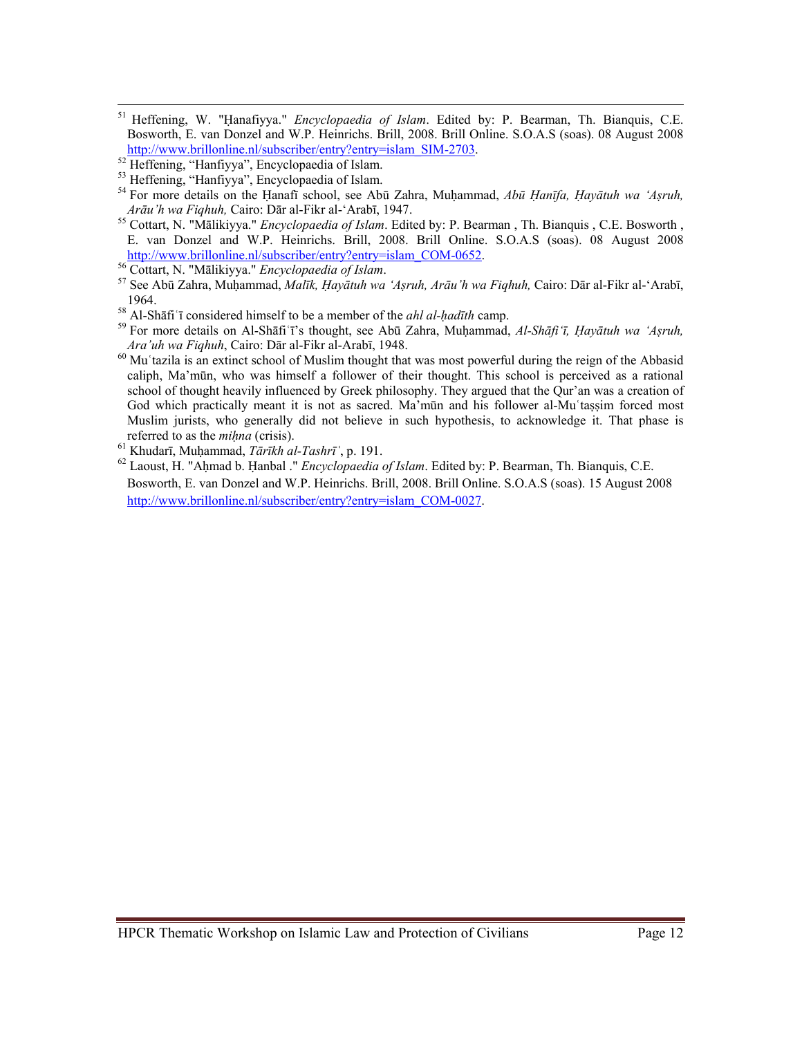[51] Heffening, W. "Ḥanafiyya." *Encyclopaedia of Islam*. Edited by: P. Bearman, Th. Bianquis, C.E. Bosworth, E. van Donzel and W.P. Heinrichs. Brill, 2008. Brill Online. S.O.A.S (soas). 08 August 2008 http://www.brillonline.nl/subscriber/entry?entry=islam_SIM-2703.

[52] Heffening, "Hanfiyya", Encyclopaedia of Islam.

[53] Heffening, "Hanfiyya", Encyclopaedia of Islam.

[54] For more details on the Ḥanafī school, see Abū Zahra, Muḥammad, *Abū Ḥanīfa, Ḥayātuh wa 'Aṣruh, Arāu'h wa Fiqhuh,* Cairo: Dār al-Fikr al-'Arabī, 1947.

[55] Cottart, N. "Mālikiyya." *Encyclopaedia of Islam*. Edited by: P. Bearman , Th. Bianquis , C.E. Bosworth , E. van Donzel and W.P. Heinrichs. Brill, 2008. Brill Online. S.O.A.S (soas). 08 August 2008 http://www.brillonline.nl/subscriber/entry?entry=islam_COM-0652.

[56] Cottart, N. "Mālikiyya." *Encyclopaedia of Islam*.

[57] See Abū Zahra, Muḥammad, *Malīk, Ḥayātuh wa 'Aṣruh, Arāu'h wa Fiqhuh,* Cairo: Dār al-Fikr al-'Arabī, 1964.

[58] Al-Shāfiʿī considered himself to be a member of the *ahl al-ḥadīth* camp.

[59] For more details on Al-Shāfiʿī's thought, see Abū Zahra, Muḥammad, *Al-Shāfi'ī, Ḥayātuh wa 'Aṣruh, Ara'uh wa Fiqhuh*, Cairo: Dār al-Fikr al-Arabī, 1948.

[60] Muʿtazila is an extinct school of Muslim thought that was most powerful during the reign of the Abbasid caliph, Ma'mūn, who was himself a follower of their thought. This school is perceived as a rational school of thought heavily influenced by Greek philosophy. They argued that the Qur'an was a creation of God which practically meant it is not as sacred. Ma'mūn and his follower al-Muʿtaṣṣim forced most Muslim jurists, who generally did not believe in such hypothesis, to acknowledge it. That phase is referred to as the *miḥna* (crisis).

[61] Khudarī, Muḥammad, *Tārīkh al-Tashrīʿ*, p. 191.

[62] Laoust, H. "Aḥmad b. Ḥanbal ." *Encyclopaedia of Islam*. Edited by: P. Bearman, Th. Bianquis, C.E. Bosworth, E. van Donzel and W.P. Heinrichs. Brill, 2008. Brill Online. S.O.A.S (soas). 15 August 2008 http://www.brillonline.nl/subscriber/entry?entry=islam_COM-0027.